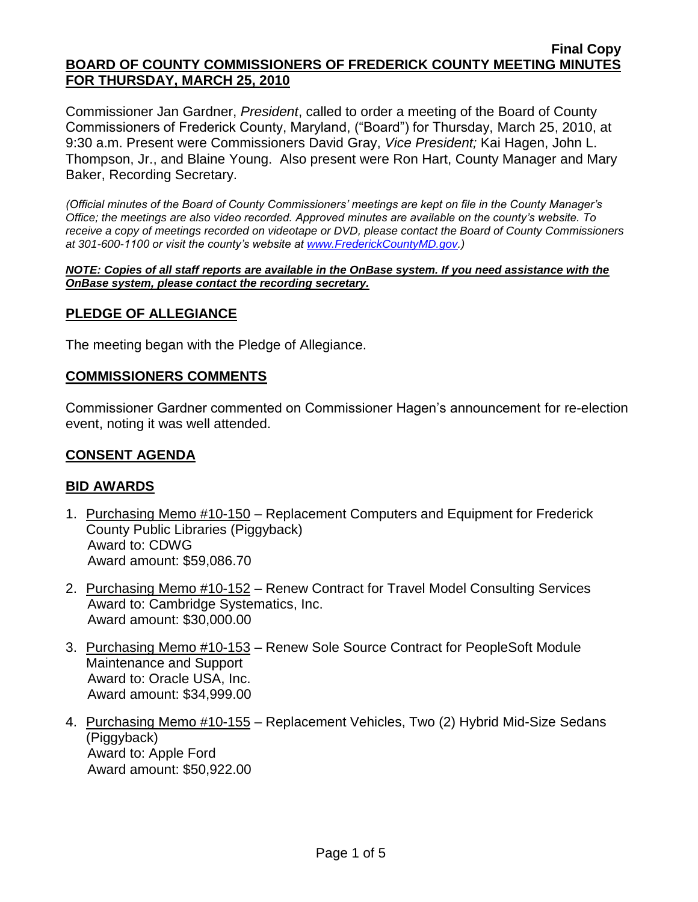**Final Copy**

**BOARD OF COUNTY COMMISSIONERS OF FREDERICK COUNTY MEETING MINUTES FOR THURSDAY, MARCH 25, 2010**

Commissioner Jan Gardner, *President*, called to order a meeting of the Board of County Commissioners of Frederick County, Maryland, ("Board") for Thursday, March 25, 2010, at 9:30 a.m. Present were Commissioners David Gray, *Vice President;* Kai Hagen, John L. Thompson, Jr., and Blaine Young. Also present were Ron Hart, County Manager and Mary Baker, Recording Secretary.

*(Official minutes of the Board of County Commissioners' meetings are kept on file in the County Manager's Office; the meetings are also video recorded. Approved minutes are available on the county's website. To receive a copy of meetings recorded on videotape or DVD, please contact the Board of County Commissioners at 301-600-1100 or visit the county's website at www.FrederickCountyMD.gov.)*

***NOTE: Copies of all staff reports are available in the OnBase system. If you need assistance with the OnBase system, please contact the recording secretary.***

## PLEDGE OF ALLEGIANCE

The meeting began with the Pledge of Allegiance.

## COMMISSIONERS COMMENTS

Commissioner Gardner commented on Commissioner Hagen's announcement for re-election event, noting it was well attended.

## CONSENT AGENDA

## BID AWARDS

1. Purchasing Memo #10-150 – Replacement Computers and Equipment for Frederick County Public Libraries (Piggyback)
   Award to: CDWG
   Award amount: $59,086.70

2. Purchasing Memo #10-152 – Renew Contract for Travel Model Consulting Services
   Award to: Cambridge Systematics, Inc.
   Award amount: $30,000.00

3. Purchasing Memo #10-153 – Renew Sole Source Contract for PeopleSoft Module Maintenance and Support
   Award to: Oracle USA, Inc.
   Award amount: $34,999.00

4. Purchasing Memo #10-155 – Replacement Vehicles, Two (2) Hybrid Mid-Size Sedans (Piggyback)
   Award to: Apple Ford
   Award amount: $50,922.00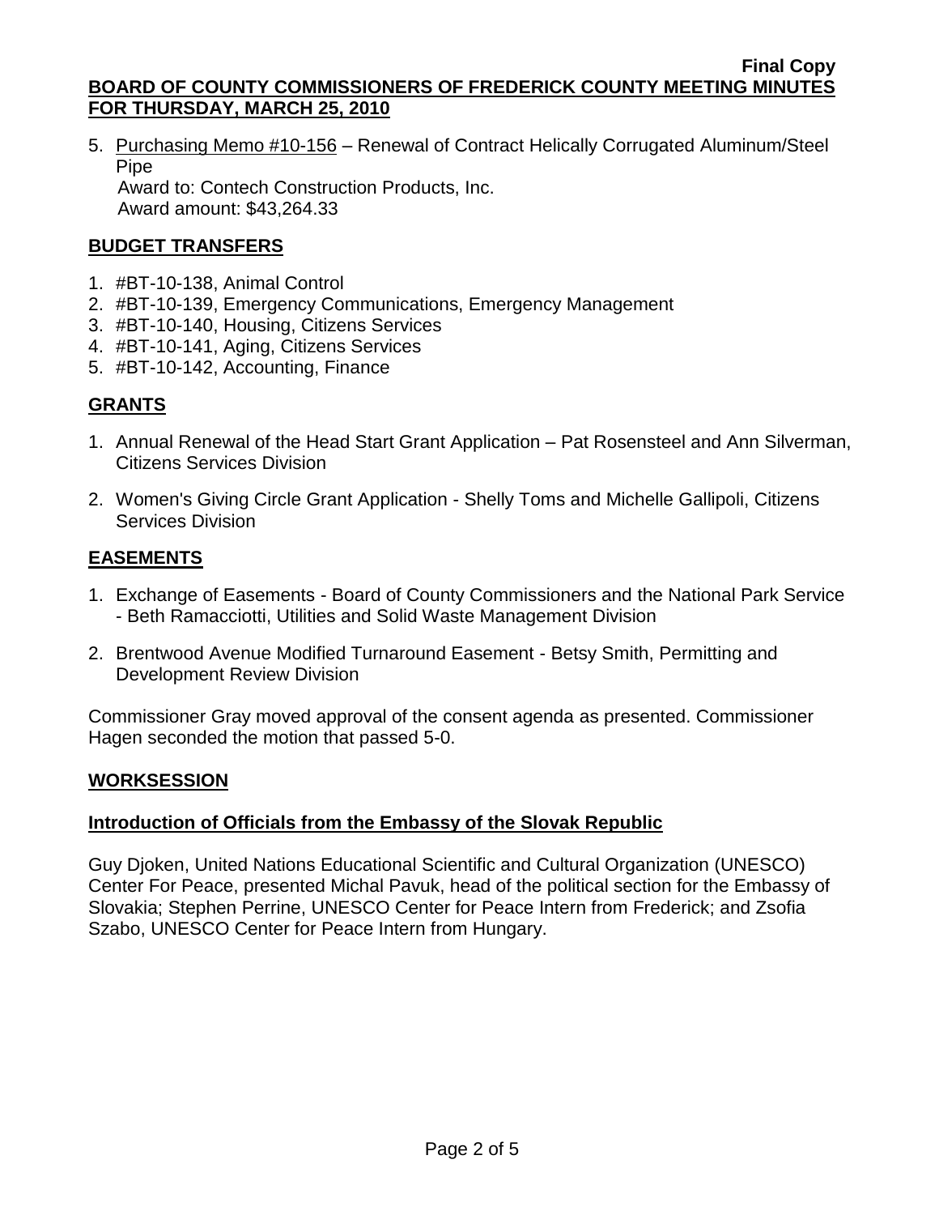5. Purchasing Memo #10-156 – Renewal of Contract Helically Corrugated Aluminum/Steel Pipe
   Award to: Contech Construction Products, Inc.
   Award amount: $43,264.33

## BUDGET TRANSFERS

1. #BT-10-138, Animal Control
2. #BT-10-139, Emergency Communications, Emergency Management
3. #BT-10-140, Housing, Citizens Services
4. #BT-10-141, Aging, Citizens Services
5. #BT-10-142, Accounting, Finance

## GRANTS

1. Annual Renewal of the Head Start Grant Application – Pat Rosensteel and Ann Silverman, Citizens Services Division

2. Women's Giving Circle Grant Application - Shelly Toms and Michelle Gallipoli, Citizens Services Division

## EASEMENTS

1. Exchange of Easements - Board of County Commissioners and the National Park Service - Beth Ramacciotti, Utilities and Solid Waste Management Division

2. Brentwood Avenue Modified Turnaround Easement - Betsy Smith, Permitting and Development Review Division

Commissioner Gray moved approval of the consent agenda as presented. Commissioner Hagen seconded the motion that passed 5-0.

## WORKSESSION

### Introduction of Officials from the Embassy of the Slovak Republic

Guy Djoken, United Nations Educational Scientific and Cultural Organization (UNESCO) Center For Peace, presented Michal Pavuk, head of the political section for the Embassy of Slovakia; Stephen Perrine, UNESCO Center for Peace Intern from Frederick; and Zsofia Szabo, UNESCO Center for Peace Intern from Hungary.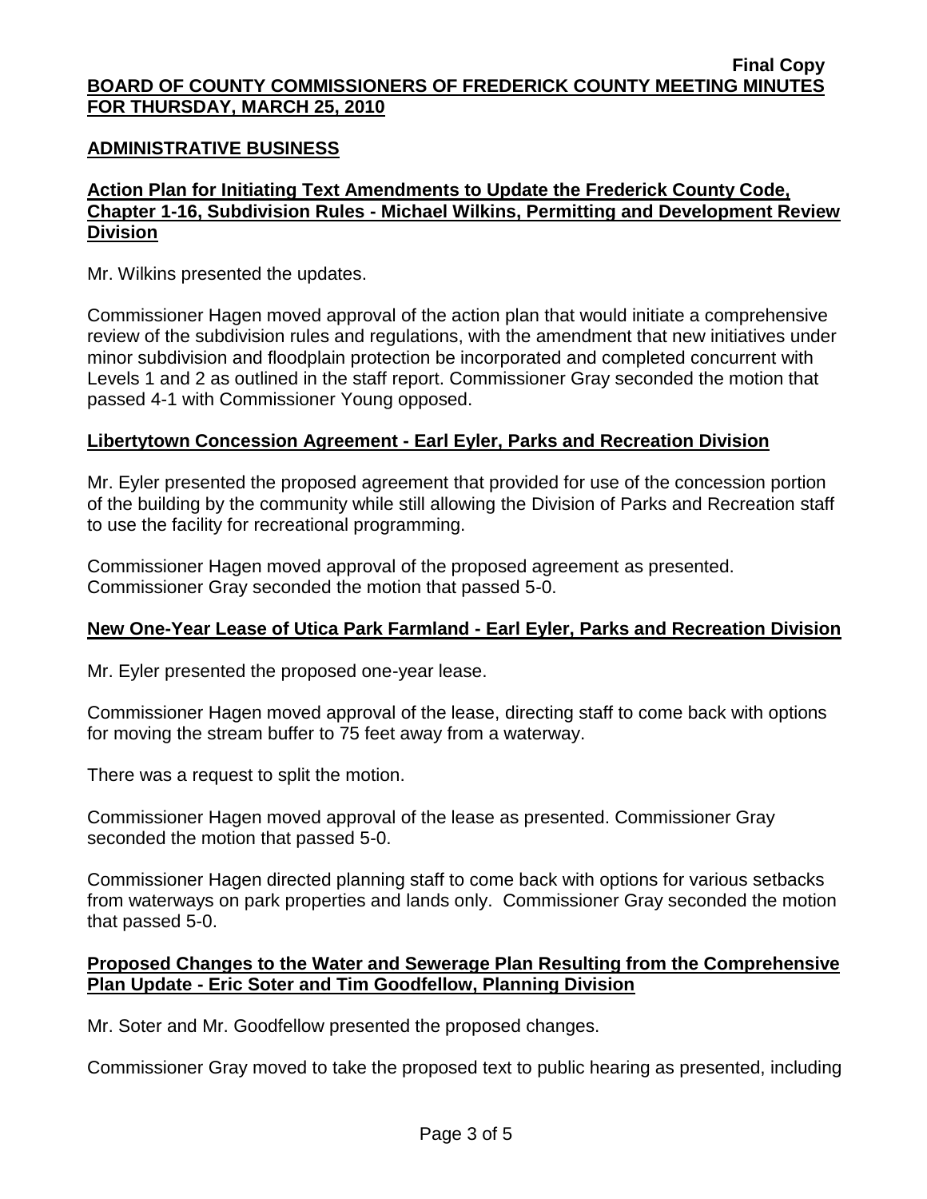## ADMINISTRATIVE BUSINESS

### Action Plan for Initiating Text Amendments to Update the Frederick County Code, Chapter 1-16, Subdivision Rules - Michael Wilkins, Permitting and Development Review Division

Mr. Wilkins presented the updates.

Commissioner Hagen moved approval of the action plan that would initiate a comprehensive review of the subdivision rules and regulations, with the amendment that new initiatives under minor subdivision and floodplain protection be incorporated and completed concurrent with Levels 1 and 2 as outlined in the staff report. Commissioner Gray seconded the motion that passed 4-1 with Commissioner Young opposed.

### Libertytown Concession Agreement - Earl Eyler, Parks and Recreation Division

Mr. Eyler presented the proposed agreement that provided for use of the concession portion of the building by the community while still allowing the Division of Parks and Recreation staff to use the facility for recreational programming.

Commissioner Hagen moved approval of the proposed agreement as presented. Commissioner Gray seconded the motion that passed 5-0.

### New One-Year Lease of Utica Park Farmland - Earl Eyler, Parks and Recreation Division

Mr. Eyler presented the proposed one-year lease.

Commissioner Hagen moved approval of the lease, directing staff to come back with options for moving the stream buffer to 75 feet away from a waterway.

There was a request to split the motion.

Commissioner Hagen moved approval of the lease as presented. Commissioner Gray seconded the motion that passed 5-0.

Commissioner Hagen directed planning staff to come back with options for various setbacks from waterways on park properties and lands only. Commissioner Gray seconded the motion that passed 5-0.

### Proposed Changes to the Water and Sewerage Plan Resulting from the Comprehensive Plan Update - Eric Soter and Tim Goodfellow, Planning Division

Mr. Soter and Mr. Goodfellow presented the proposed changes.

Commissioner Gray moved to take the proposed text to public hearing as presented, including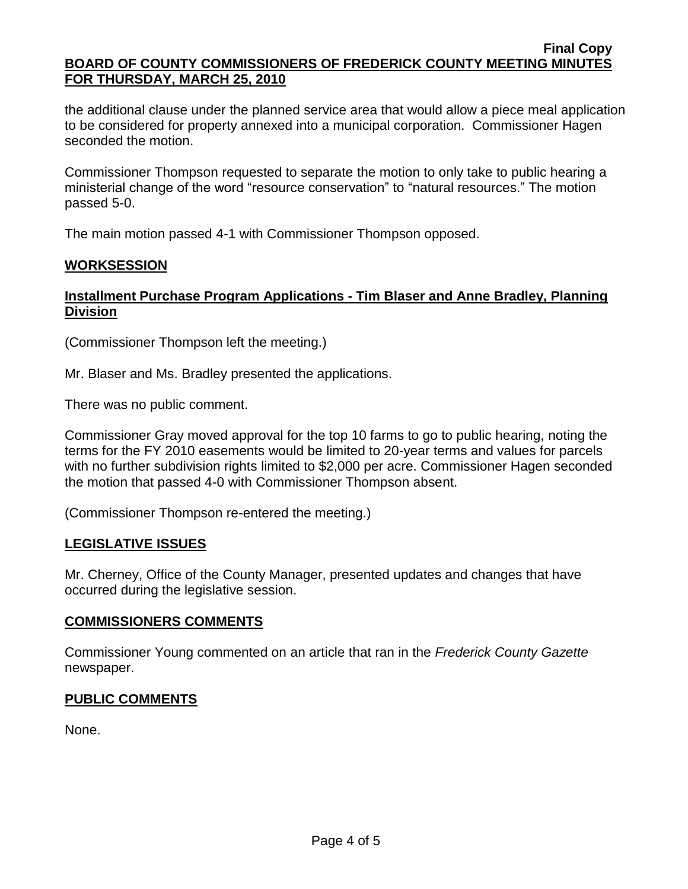the additional clause under the planned service area that would allow a piece meal application to be considered for property annexed into a municipal corporation. Commissioner Hagen seconded the motion.

Commissioner Thompson requested to separate the motion to only take to public hearing a ministerial change of the word "resource conservation" to "natural resources." The motion passed 5-0.

The main motion passed 4-1 with Commissioner Thompson opposed.

## WORKSESSION

### Installment Purchase Program Applications - Tim Blaser and Anne Bradley, Planning Division

(Commissioner Thompson left the meeting.)

Mr. Blaser and Ms. Bradley presented the applications.

There was no public comment.

Commissioner Gray moved approval for the top 10 farms to go to public hearing, noting the terms for the FY 2010 easements would be limited to 20-year terms and values for parcels with no further subdivision rights limited to $2,000 per acre. Commissioner Hagen seconded the motion that passed 4-0 with Commissioner Thompson absent.

(Commissioner Thompson re-entered the meeting.)

## LEGISLATIVE ISSUES

Mr. Cherney, Office of the County Manager, presented updates and changes that have occurred during the legislative session.

## COMMISSIONERS COMMENTS

Commissioner Young commented on an article that ran in the *Frederick County Gazette* newspaper.

## PUBLIC COMMENTS

None.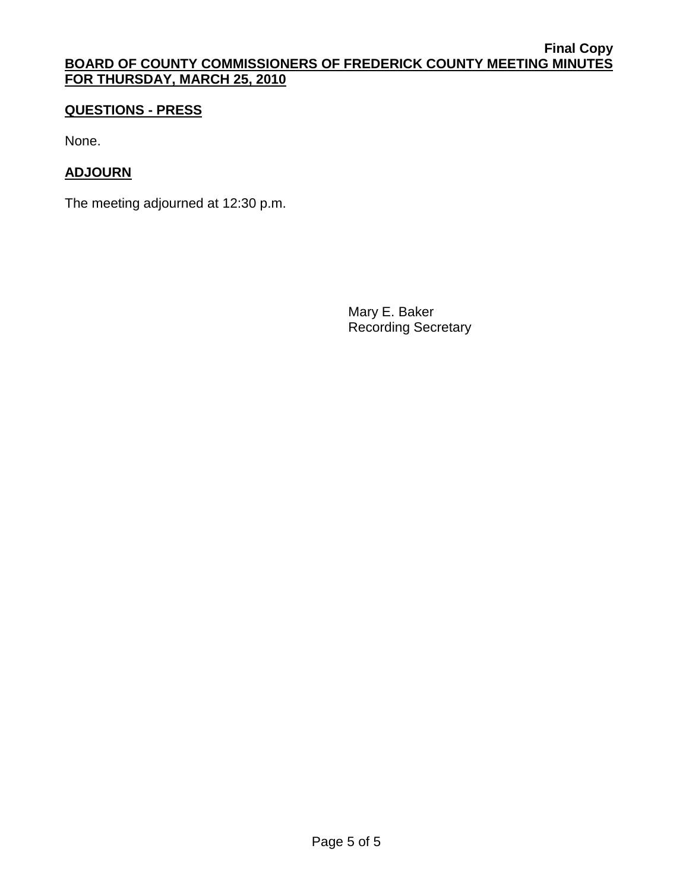## QUESTIONS - PRESS

None.

## ADJOURN

The meeting adjourned at 12:30 p.m.

Mary E. Baker
Recording Secretary